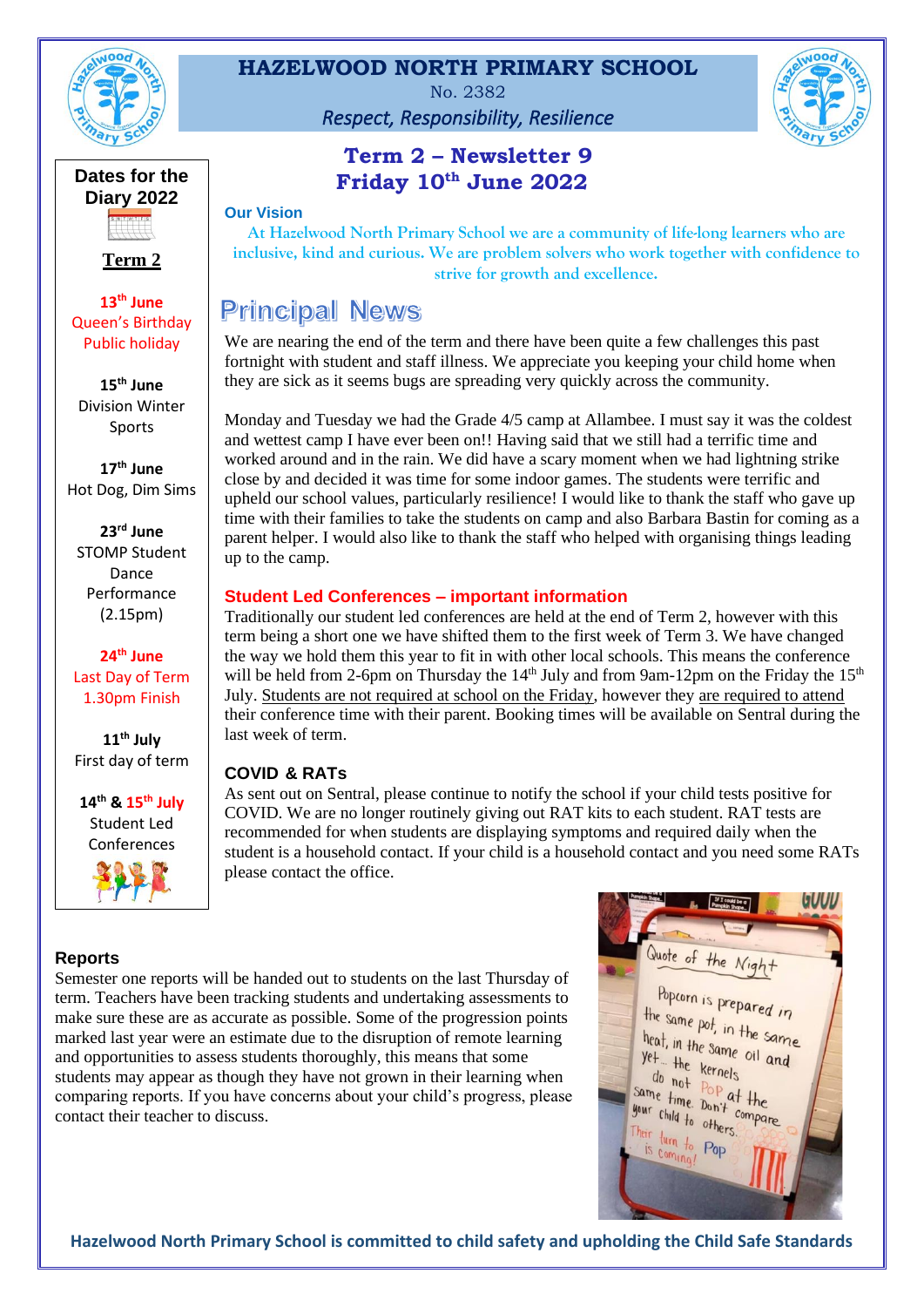# HAZELWOOD NORTH PRIMARY SCHOOL

No. 2382

*Respect, Responsibility, Resilience*

## Term 2 – Newsletter 9
## Friday 10th June 2022

### Dates for the Diary 2022

**Term 2**

**13th June**
Queen's Birthday Public holiday

**15th June**
Division Winter Sports

**17th June**
Hot Dog, Dim Sims

**23rd June**
STOMP Student Dance Performance (2.15pm)

**24th June**
Last Day of Term 1.30pm Finish

**11th July**
First day of term

**14th & 15th July**
Student Led Conferences

### Our Vision

At Hazelwood North Primary School we are a community of life-long learners who are inclusive, kind and curious. We are problem solvers who work together with confidence to strive for growth and excellence.

## Principal News

We are nearing the end of the term and there have been quite a few challenges this past fortnight with student and staff illness. We appreciate you keeping your child home when they are sick as it seems bugs are spreading very quickly across the community.

Monday and Tuesday we had the Grade 4/5 camp at Allambee. I must say it was the coldest and wettest camp I have ever been on!! Having said that we still had a terrific time and worked around and in the rain. We did have a scary moment when we had lightning strike close by and decided it was time for some indoor games. The students were terrific and upheld our school values, particularly resilience! I would like to thank the staff who gave up time with their families to take the students on camp and also Barbara Bastin for coming as a parent helper. I would also like to thank the staff who helped with organising things leading up to the camp.

### Student Led Conferences – important information

Traditionally our student led conferences are held at the end of Term 2, however with this term being a short one we have shifted them to the first week of Term 3. We have changed the way we hold them this year to fit in with other local schools. This means the conference will be held from 2-6pm on Thursday the 14th July and from 9am-12pm on the Friday the 15th July. Students are not required at school on the Friday, however they are required to attend their conference time with their parent. Booking times will be available on Sentral during the last week of term.

### COVID & RATs

As sent out on Sentral, please continue to notify the school if your child tests positive for COVID. We are no longer routinely giving out RAT kits to each student. RAT tests are recommended for when students are displaying symptoms and required daily when the student is a household contact. If your child is a household contact and you need some RATs please contact the office.

### Reports

Semester one reports will be handed out to students on the last Thursday of term. Teachers have been tracking students and undertaking assessments to make sure these are as accurate as possible. Some of the progression points marked last year were an estimate due to the disruption of remote learning and opportunities to assess students thoroughly, this means that some students may appear as though they have not grown in their learning when comparing reports. If you have concerns about your child's progress, please contact their teacher to discuss.

**Hazelwood North Primary School is committed to child safety and upholding the Child Safe Standards**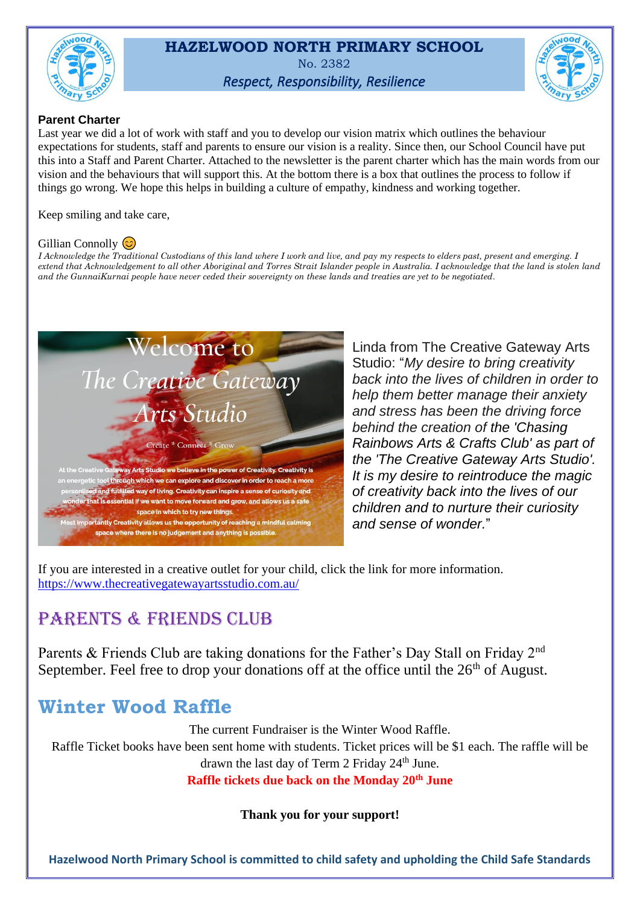**Parent Charter**

Last year we did a lot of work with staff and you to develop our vision matrix which outlines the behaviour expectations for students, staff and parents to ensure our vision is a reality. Since then, our School Council have put this into a Staff and Parent Charter. Attached to the newsletter is the parent charter which has the main words from our vision and the behaviours that will support this. At the bottom there is a box that outlines the process to follow if things go wrong. We hope this helps in building a culture of empathy, kindness and working together.

Keep smiling and take care,

Gillian Connolly 😊

*I Acknowledge the Traditional Custodians of this land where I work and live, and pay my respects to elders past, present and emerging. I extend that Acknowledgement to all other Aboriginal and Torres Strait Islander people in Australia. I acknowledge that the land is stolen land and the GunnaiKurnai people have never ceded their sovereignty on these lands and treaties are yet to be negotiated.*

Welcome to The Creative Gateway Arts Studio

Create * Connect * Grow

At the Creative Gateway Arts Studio we believe in the power of Creativity. Creativity is an energetic tool through which we can explore and discover in order to reach a more personalised and fulfilled way of living. Creativity can inspire a sense of curiosity and wonder that is essential if we want to move forward and grow, and allows us a safe space in which to try new things.
Most importantly Creativity allows us the opportunity of reaching a mindful calming space where there is no judgement and anything is possible.

Linda from The Creative Gateway Arts Studio: "*My desire to bring creativity back into the lives of children in order to help them better manage their anxiety and stress has been the driving force behind the creation of the 'Chasing Rainbows Arts & Crafts Club' as part of the 'The Creative Gateway Arts Studio'. It is my desire to reintroduce the magic of creativity back into the lives of our children and to nurture their curiosity and sense of wonder.*"

If you are interested in a creative outlet for your child, click the link for more information.
https://www.thecreativegatewayartsstudio.com.au/

## PARENTS & FRIENDS CLUB

Parents & Friends Club are taking donations for the Father's Day Stall on Friday 2nd September. Feel free to drop your donations off at the office until the 26th of August.

## Winter Wood Raffle

The current Fundraiser is the Winter Wood Raffle.

Raffle Ticket books have been sent home with students. Ticket prices will be $1 each. The raffle will be drawn the last day of Term 2 Friday 24th June.

**Raffle tickets due back on the Monday 20th June**

**Thank you for your support!**

**Hazelwood North Primary School is committed to child safety and upholding the Child Safe Standards**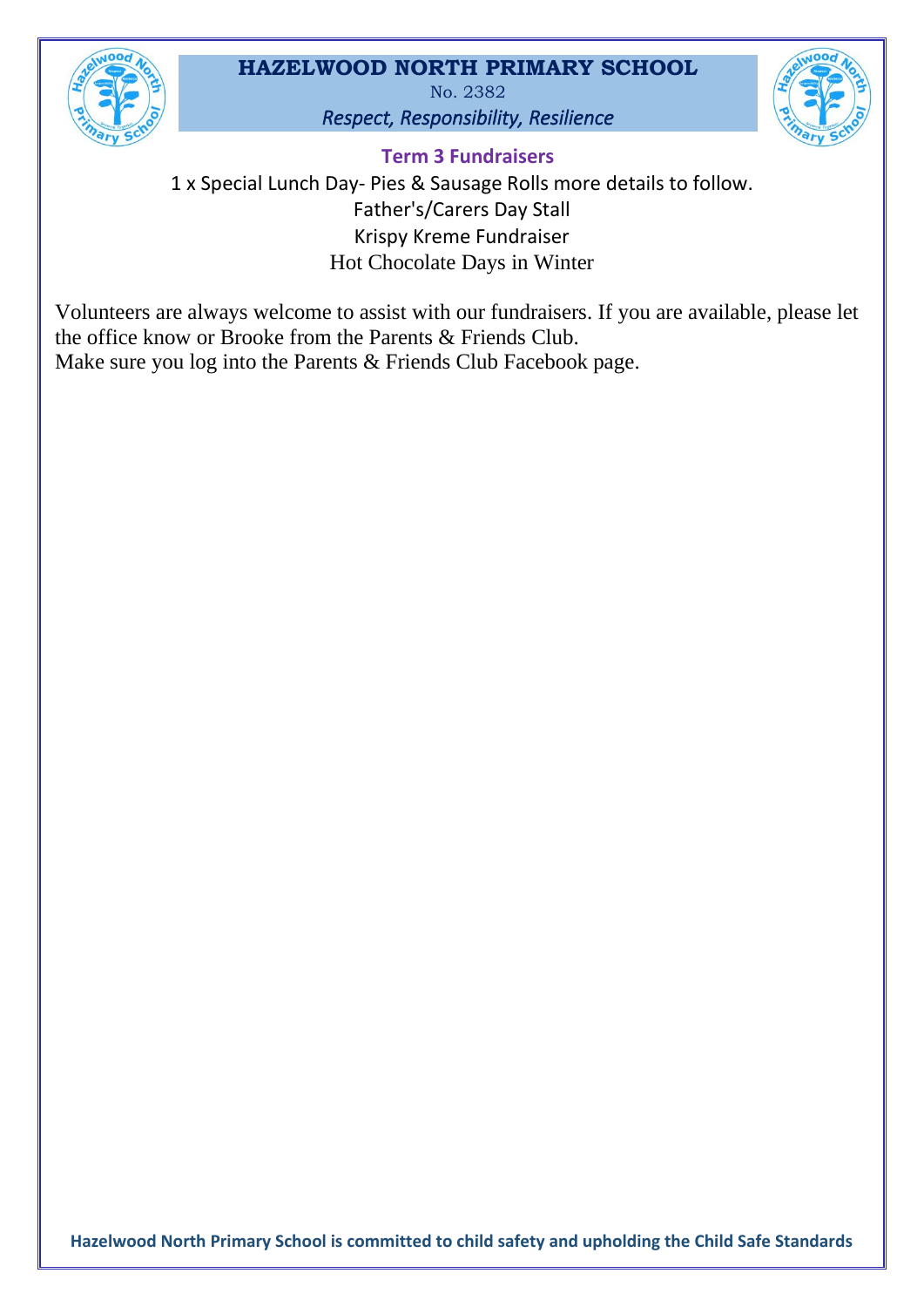## Term 3 Fundraisers

1 x Special Lunch Day- Pies & Sausage Rolls more details to follow.
Father's/Carers Day Stall
Krispy Kreme Fundraiser
Hot Chocolate Days in Winter

Volunteers are always welcome to assist with our fundraisers. If you are available, please let the office know or Brooke from the Parents & Friends Club.
Make sure you log into the Parents & Friends Club Facebook page.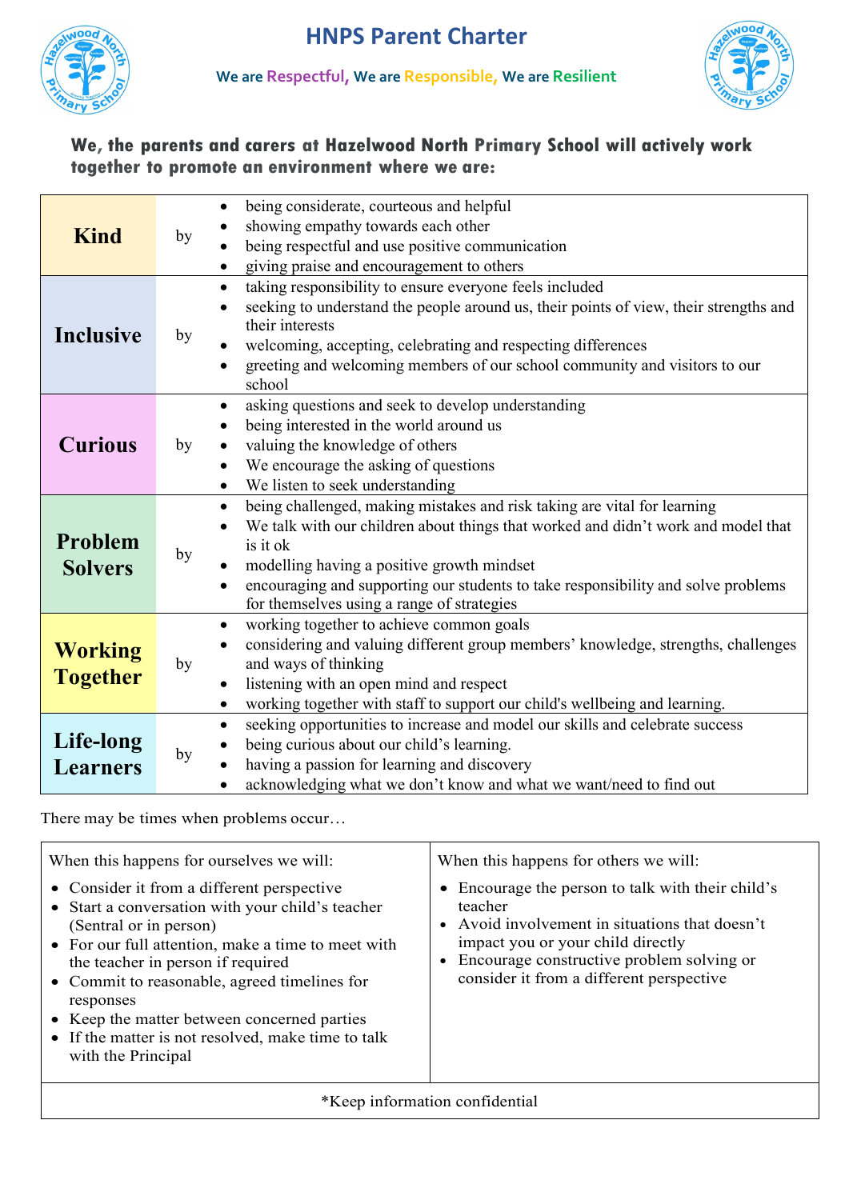# HNPS Parent Charter

We are Respectful, We are Responsible, We are Resilient

**We, the parents and carers at Hazelwood North Primary School will actively work together to promote an environment where we are:**

| | | |
|---|---|---|
| **Kind** | by | • being considerate, courteous and helpful<br>• showing empathy towards each other<br>• being respectful and use positive communication<br>• giving praise and encouragement to others |
| **Inclusive** | by | • taking responsibility to ensure everyone feels included<br>• seeking to understand the people around us, their points of view, their strengths and their interests<br>• welcoming, accepting, celebrating and respecting differences<br>• greeting and welcoming members of our school community and visitors to our school |
| **Curious** | by | • asking questions and seek to develop understanding<br>• being interested in the world around us<br>• valuing the knowledge of others<br>• We encourage the asking of questions<br>• We listen to seek understanding |
| **Problem Solvers** | by | • being challenged, making mistakes and risk taking are vital for learning<br>• We talk with our children about things that worked and didn't work and model that is it ok<br>• modelling having a positive growth mindset<br>• encouraging and supporting our students to take responsibility and solve problems for themselves using a range of strategies |
| **Working Together** | by | • working together to achieve common goals<br>• considering and valuing different group members' knowledge, strengths, challenges and ways of thinking<br>• listening with an open mind and respect<br>• working together with staff to support our child's wellbeing and learning. |
| **Life-long Learners** | by | • seeking opportunities to increase and model our skills and celebrate success<br>• being curious about our child's learning.<br>• having a passion for learning and discovery<br>• acknowledging what we don't know and what we want/need to find out |

There may be times when problems occur…

| When this happens for ourselves we will: | When this happens for others we will: |
|---|---|
| • Consider it from a different perspective<br>• Start a conversation with your child's teacher (Sentral or in person)<br>• For our full attention, make a time to meet with the teacher in person if required<br>• Commit to reasonable, agreed timelines for responses<br>• Keep the matter between concerned parties<br>• If the matter is not resolved, make time to talk with the Principal | • Encourage the person to talk with their child's teacher<br>• Avoid involvement in situations that doesn't impact you or your child directly<br>• Encourage constructive problem solving or consider it from a different perspective |
| *Keep information confidential | |